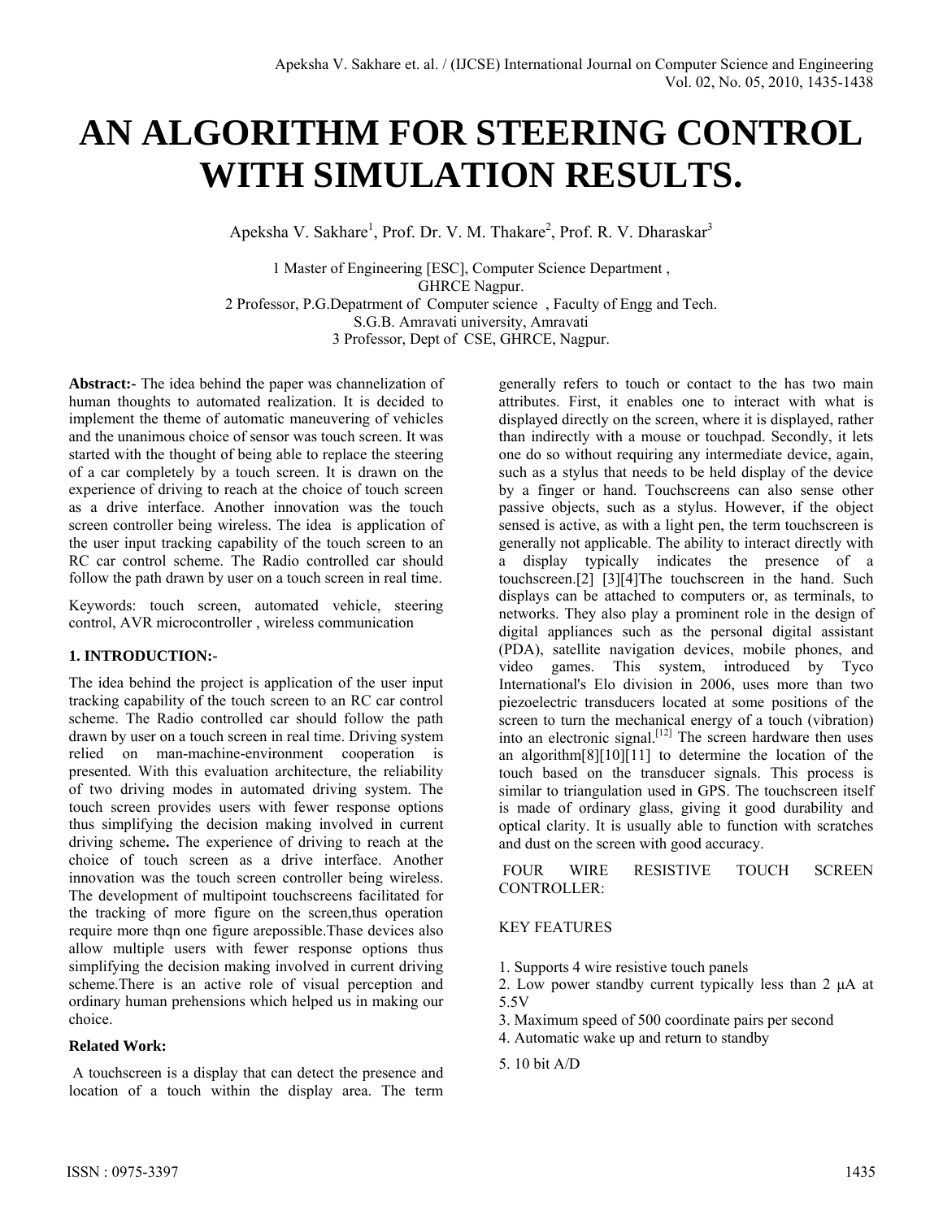# AN ALGORITHM FOR STEERING CONTROL WITH SIMULATION RESULTS.

Apeksha V. Sakhare[1], Prof. Dr. V. M. Thakare[2], Prof. R. V. Dharaskar[3]

1 Master of Engineering [ESC], Computer Science Department ,
GHRCE Nagpur.
2 Professor, P.G.Depatrment of Computer science , Faculty of Engg and Tech.
S.G.B. Amravati university, Amravati
3 Professor, Dept of CSE, GHRCE, Nagpur.

**Abstract:-** The idea behind the paper was channelization of human thoughts to automated realization. It is decided to implement the theme of automatic maneuvering of vehicles and the unanimous choice of sensor was touch screen. It was started with the thought of being able to replace the steering of a car completely by a touch screen. It is drawn on the experience of driving to reach at the choice of touch screen as a drive interface. Another innovation was the touch screen controller being wireless. The idea is application of the user input tracking capability of the touch screen to an RC car control scheme. The Radio controlled car should follow the path drawn by user on a touch screen in real time.

Keywords: touch screen, automated vehicle, steering control, AVR microcontroller , wireless communication

**1. INTRODUCTION:-**

The idea behind the project is application of the user input tracking capability of the touch screen to an RC car control scheme. The Radio controlled car should follow the path drawn by user on a touch screen in real time. Driving system relied on man-machine-environment cooperation is presented. With this evaluation architecture, the reliability of two driving modes in automated driving system. The touch screen provides users with fewer response options thus simplifying the decision making involved in current driving scheme**.** The experience of driving to reach at the choice of touch screen as a drive interface. Another innovation was the touch screen controller being wireless. The development of multipoint touchscreens facilitated for the tracking of more figure on the screen,thus operation require more thqn one figure arepossible.Thase devices also allow multiple users with fewer response options thus simplifying the decision making involved in current driving scheme.There is an active role of visual perception and ordinary human prehensions which helped us in making our choice.

**Related Work:**

A touchscreen is a display that can detect the presence and location of a touch within the display area. The term generally refers to touch or contact to the has two main attributes. First, it enables one to interact with what is displayed directly on the screen, where it is displayed, rather than indirectly with a mouse or touchpad. Secondly, it lets one do so without requiring any intermediate device, again, such as a stylus that needs to be held display of the device by a finger or hand. Touchscreens can also sense other passive objects, such as a stylus. However, if the object sensed is active, as with a light pen, the term touchscreen is generally not applicable. The ability to interact directly with a display typically indicates the presence of a touchscreen.[2] [3][4]The touchscreen in the hand. Such displays can be attached to computers or, as terminals, to networks. They also play a prominent role in the design of digital appliances such as the personal digital assistant (PDA), satellite navigation devices, mobile phones, and video games. This system, introduced by Tyco International's Elo division in 2006, uses more than two piezoelectric transducers located at some positions of the screen to turn the mechanical energy of a touch (vibration) into an electronic signal.[12] The screen hardware then uses an algorithm[8][10][11] to determine the location of the touch based on the transducer signals. This process is similar to triangulation used in GPS. The touchscreen itself is made of ordinary glass, giving it good durability and optical clarity. It is usually able to function with scratches and dust on the screen with good accuracy.

FOUR WIRE RESISTIVE TOUCH SCREEN CONTROLLER:

KEY FEATURES

1. Supports 4 wire resistive touch panels
2. Low power standby current typically less than 2 μA at 5.5V
3. Maximum speed of 500 coordinate pairs per second
4. Automatic wake up and return to standby
5. 10 bit A/D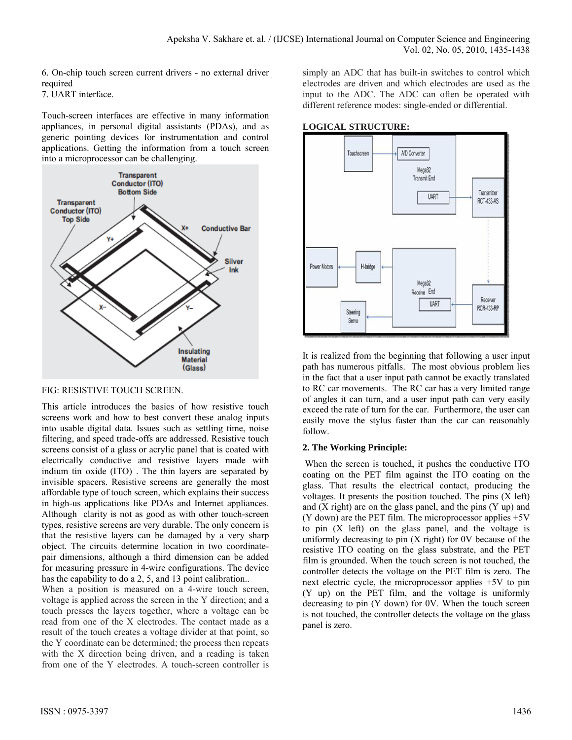6. On-chip touch screen current drivers - no external driver required
7. UART interface.

Touch-screen interfaces are effective in many information appliances, in personal digital assistants (PDAs), and as generic pointing devices for instrumentation and control applications. Getting the information from a touch screen into a microprocessor can be challenging.

FIG: RESISTIVE TOUCH SCREEN.

This article introduces the basics of how resistive touch screens work and how to best convert these analog inputs into usable digital data. Issues such as settling time, noise filtering, and speed trade-offs are addressed. Resistive touch screens consist of a glass or acrylic panel that is coated with electrically conductive and resistive layers made with indium tin oxide (ITO) . The thin layers are separated by invisible spacers. Resistive screens are generally the most affordable type of touch screen, which explains their success in high-us applications like PDAs and Internet appliances. Although clarity is not as good as with other touch-screen types, resistive screens are very durable. The only concern is that the resistive layers can be damaged by a very sharp object. The circuits determine location in two coordinate-pair dimensions, although a third dimension can be added for measuring pressure in 4-wire configurations. The device has the capability to do a 2, 5, and 13 point calibration..

When a position is measured on a 4-wire touch screen, voltage is applied across the screen in the Y direction; and a touch presses the layers together, where a voltage can be read from one of the X electrodes. The contact made as a result of the touch creates a voltage divider at that point, so the Y coordinate can be determined; the process then repeats with the X direction being driven, and a reading is taken from one of the Y electrodes. A touch-screen controller is simply an ADC that has built-in switches to control which electrodes are driven and which electrodes are used as the input to the ADC. The ADC can often be operated with different reference modes: single-ended or differential.

**LOGICAL STRUCTURE:**

It is realized from the beginning that following a user input path has numerous pitfalls. The most obvious problem lies in the fact that a user input path cannot be exactly translated to RC car movements. The RC car has a very limited range of angles it can turn, and a user input path can very easily exceed the rate of turn for the car. Furthermore, the user can easily move the stylus faster than the car can reasonably follow.

**2. The Working Principle:**

When the screen is touched, it pushes the conductive ITO coating on the PET film against the ITO coating on the glass. That results the electrical contact, producing the voltages. It presents the position touched. The pins (X left) and (X right) are on the glass panel, and the pins (Y up) and (Y down) are the PET film. The microprocessor applies +5V to pin (X left) on the glass panel, and the voltage is uniformly decreasing to pin (X right) for 0V because of the resistive ITO coating on the glass substrate, and the PET film is grounded. When the touch screen is not touched, the controller detects the voltage on the PET film is zero. The next electric cycle, the microprocessor applies +5V to pin (Y up) on the PET film, and the voltage is uniformly decreasing to pin (Y down) for 0V. When the touch screen is not touched, the controller detects the voltage on the glass panel is zero.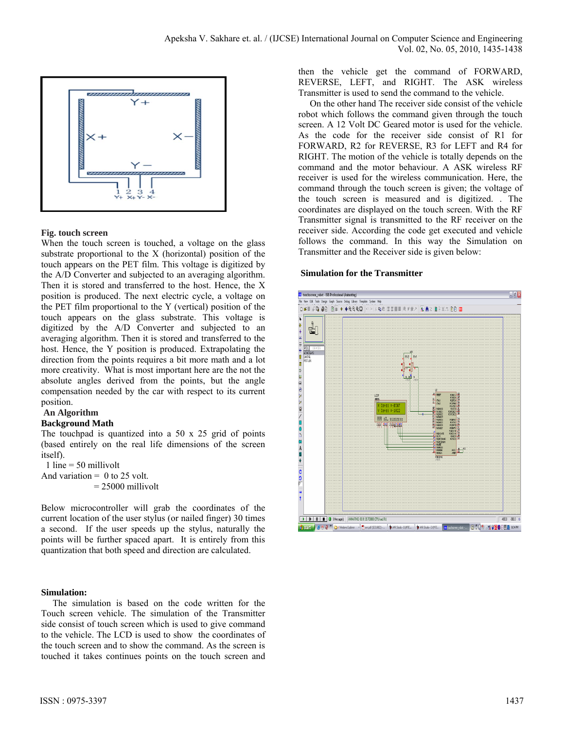**Fig. touch screen**

When the touch screen is touched, a voltage on the glass substrate proportional to the X (horizontal) position of the touch appears on the PET film. This voltage is digitized by the A/D Converter and subjected to an averaging algorithm. Then it is stored and transferred to the host. Hence, the X position is produced. The next electric cycle, a voltage on the PET film proportional to the Y (vertical) position of the touch appears on the glass substrate. This voltage is digitized by the A/D Converter and subjected to an averaging algorithm. Then it is stored and transferred to the host. Hence, the Y position is produced. Extrapolating the direction from the points requires a bit more math and a lot more creativity. What is most important here are the not the absolute angles derived from the points, but the angle compensation needed by the car with respect to its current position.

**An Algorithm**

**Background Math**

The touchpad is quantized into a 50 x 25 grid of points (based entirely on the real life dimensions of the screen itself).

1 line = 50 millivolt

And variation = 0 to 25 volt.

= 25000 millivolt

Below microcontroller will grab the coordinates of the current location of the user stylus (or nailed finger) 30 times a second. If the user speeds up the stylus, naturally the points will be further spaced apart. It is entirely from this quantization that both speed and direction are calculated.

**Simulation:**

The simulation is based on the code written for the Touch screen vehicle. The simulation of the Transmitter side consist of touch screen which is used to give command to the vehicle. The LCD is used to show the coordinates of the touch screen and to show the command. As the screen is touched it takes continues points on the touch screen and then the vehicle get the command of FORWARD, REVERSE, LEFT, and RIGHT. The ASK wireless Transmitter is used to send the command to the vehicle.

On the other hand The receiver side consist of the vehicle robot which follows the command given through the touch screen. A 12 Volt DC Geared motor is used for the vehicle. As the code for the receiver side consist of R1 for FORWARD, R2 for REVERSE, R3 for LEFT and R4 for RIGHT. The motion of the vehicle is totally depends on the command and the motor behaviour. A ASK wireless RF receiver is used for the wireless communication. Here, the command through the touch screen is given; the voltage of the touch screen is measured and is digitized. . The coordinates are displayed on the touch screen. With the RF Transmitter signal is transmitted to the RF receiver on the receiver side. According the code get executed and vehicle follows the command. In this way the Simulation on Transmitter and the Receiver side is given below:

**Simulation for the Transmitter**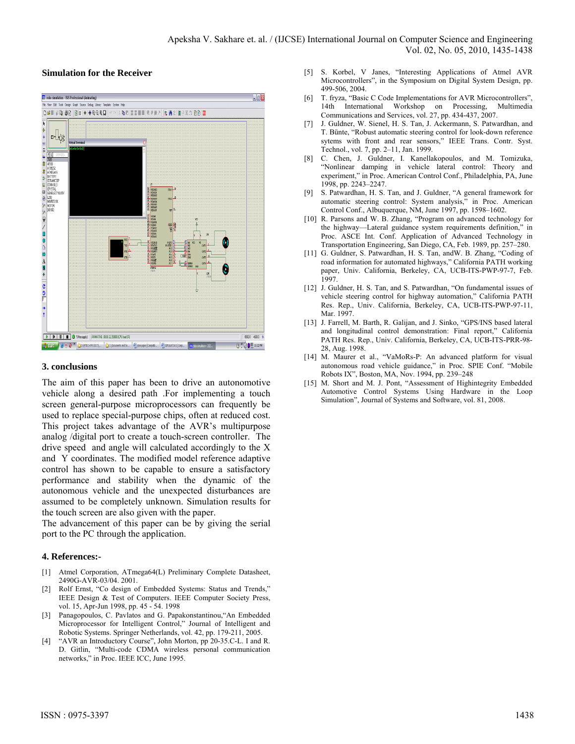**Simulation for the Receiver**

### 3. conclusions

The aim of this paper has been to drive an autonomotive vehicle along a desired path .For implementing a touch screen general-purpose microprocessors can frequently be used to replace special-purpose chips, often at reduced cost. This project takes advantage of the AVR's multipurpose analog /digital port to create a touch-screen controller. The drive speed and angle will calculated accordingly to the X and Y coordinates. The modified model reference adaptive control has shown to be capable to ensure a satisfactory performance and stability when the dynamic of the autonomous vehicle and the unexpected disturbances are assumed to be completely unknown. Simulation results for the touch screen are also given with the paper.

The advancement of this paper can be by giving the serial port to the PC through the application.

### 4. References:-

[1] Atmel Corporation, ATmega64(L) Preliminary Complete Datasheet, 2490G-AVR-03/04. 2001.

[2] Rolf Ernst, "Co design of Embedded Systems: Status and Trends," IEEE Design & Test of Computers. IEEE Computer Society Press, vol. 15, Apr-Jun 1998, pp. 45 - 54. 1998

[3] Panagopoulos, C. Pavlatos and G. Papakonstantinou,"An Embedded Microprocessor for Intelligent Control," Journal of Intelligent and Robotic Systems. Springer Netherlands, vol. 42, pp. 179-211, 2005.

[4] "AVR an Introductory Course", John Morton, pp 20-35.C-L. I and R. D. Gitlin, "Multi-code CDMA wireless personal communication networks," in Proc. IEEE ICC, June 1995.

[5] S. Korbel, V Janes, "Interesting Applications of Atmel AVR Microcontrollers", in the Symposium on Digital System Design, pp. 499-506, 2004.

[6] T. fryza, "Basic C Code Implementations for AVR Microcontrollers", 14th International Workshop on Processing, Multimedia Communications and Services, vol. 27, pp. 434-437, 2007.

[7] J. Guldner, W. Sienel, H. S. Tan, J. Ackermann, S. Patwardhan, and T. Bünte, "Robust automatic steering control for look-down reference sytems with front and rear sensors," IEEE Trans. Contr. Syst. Technol., vol. 7, pp. 2–11, Jan. 1999.

[8] C. Chen, J. Guldner, I. Kanellakopoulos, and M. Tomizuka, "Nonlinear damping in vehicle lateral control: Theory and experiment," in Proc. American Control Conf., Philadelphia, PA, June 1998, pp. 2243–2247.

[9] S. Patwardhan, H. S. Tan, and J. Guldner, "A general framework for automatic steering control: System analysis," in Proc. American Control Conf., Albuquerque, NM, June 1997, pp. 1598–1602.

[10] R. Parsons and W. B. Zhang, "Program on advanced technology for the highway—Lateral guidance system requirements definition," in Proc. ASCE Int. Conf. Application of Advanced Technology in Transportation Engineering, San Diego, CA, Feb. 1989, pp. 257–280.

[11] G. Guldner, S. Patwardhan, H. S. Tan, andW. B. Zhang, "Coding of road information for automated highways," California PATH working paper, Univ. California, Berkeley, CA, UCB-ITS-PWP-97-7, Feb. 1997.

[12] J. Guldner, H. S. Tan, and S. Patwardhan, "On fundamental issues of vehicle steering control for highway automation," California PATH Res. Rep., Univ. California, Berkeley, CA, UCB-ITS-PWP-97-11, Mar. 1997.

[13] J. Farrell, M. Barth, R. Galijan, and J. Sinko, "GPS/INS based lateral and longitudinal control demonstration: Final report," California PATH Res. Rep., Univ. California, Berkeley, CA, UCB-ITS-PRR-98-28, Aug. 1998.

[14] M. Maurer et al., "VaMoRs-P: An advanced platform for visual autonomous road vehicle guidance," in Proc. SPIE Conf. "Mobile Robots IX", Boston, MA, Nov. 1994, pp. 239–248

[15] M. Short and M. J. Pont, "Assessment of Highintegrity Embedded Automotive Control Systems Using Hardware in the Loop Simulation", Journal of Systems and Software, vol. 81, 2008.